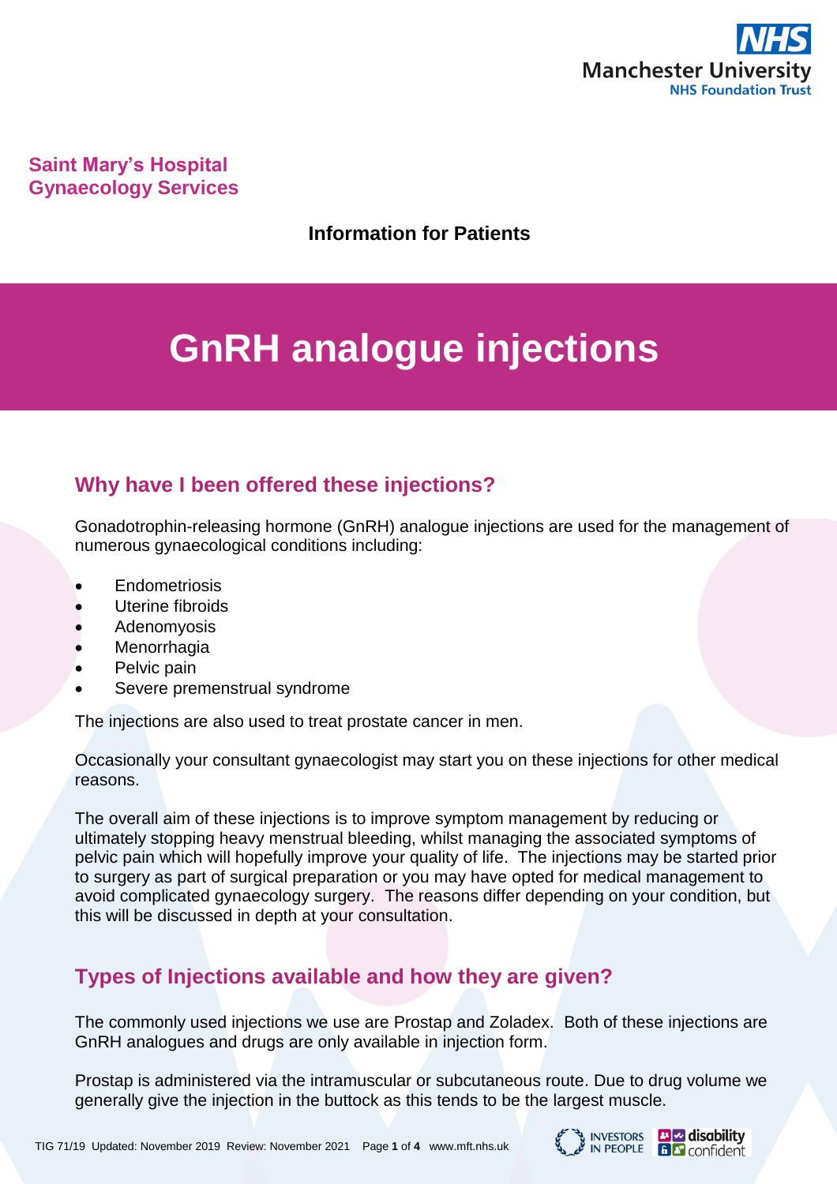Saint Mary's Hospital
Gynaecology Services

**Information for Patients**

# GnRH analogue injections

## Why have I been offered these injections?

Gonadotrophin-releasing hormone (GnRH) analogue injections are used for the management of numerous gynaecological conditions including:

- Endometriosis
- Uterine fibroids
- Adenomyosis
- Menorrhagia
- Pelvic pain
- Severe premenstrual syndrome

The injections are also used to treat prostate cancer in men.

Occasionally your consultant gynaecologist may start you on these injections for other medical reasons.

The overall aim of these injections is to improve symptom management by reducing or ultimately stopping heavy menstrual bleeding, whilst managing the associated symptoms of pelvic pain which will hopefully improve your quality of life. The injections may be started prior to surgery as part of surgical preparation or you may have opted for medical management to avoid complicated gynaecology surgery. The reasons differ depending on your condition, but this will be discussed in depth at your consultation.

## Types of Injections available and how they are given?

The commonly used injections we use are Prostap and Zoladex. Both of these injections are GnRH analogues and drugs are only available in injection form.

Prostap is administered via the intramuscular or subcutaneous route. Due to drug volume we generally give the injection in the buttock as this tends to be the largest muscle.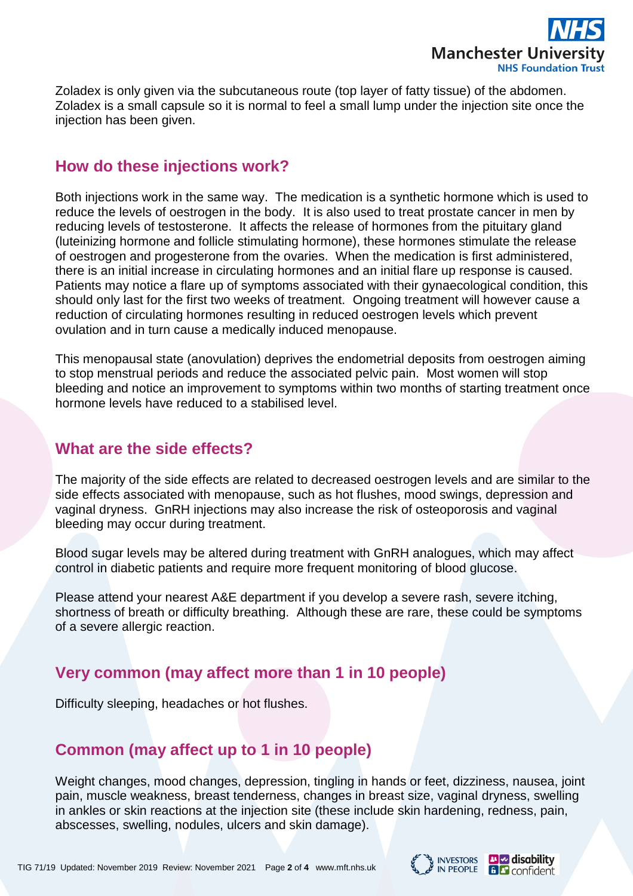Zoladex is only given via the subcutaneous route (top layer of fatty tissue) of the abdomen. Zoladex is a small capsule so it is normal to feel a small lump under the injection site once the injection has been given.

## How do these injections work?

Both injections work in the same way. The medication is a synthetic hormone which is used to reduce the levels of oestrogen in the body. It is also used to treat prostate cancer in men by reducing levels of testosterone. It affects the release of hormones from the pituitary gland (luteinizing hormone and follicle stimulating hormone), these hormones stimulate the release of oestrogen and progesterone from the ovaries. When the medication is first administered, there is an initial increase in circulating hormones and an initial flare up response is caused. Patients may notice a flare up of symptoms associated with their gynaecological condition, this should only last for the first two weeks of treatment. Ongoing treatment will however cause a reduction of circulating hormones resulting in reduced oestrogen levels which prevent ovulation and in turn cause a medically induced menopause.

This menopausal state (anovulation) deprives the endometrial deposits from oestrogen aiming to stop menstrual periods and reduce the associated pelvic pain. Most women will stop bleeding and notice an improvement to symptoms within two months of starting treatment once hormone levels have reduced to a stabilised level.

## What are the side effects?

The majority of the side effects are related to decreased oestrogen levels and are similar to the side effects associated with menopause, such as hot flushes, mood swings, depression and vaginal dryness. GnRH injections may also increase the risk of osteoporosis and vaginal bleeding may occur during treatment.

Blood sugar levels may be altered during treatment with GnRH analogues, which may affect control in diabetic patients and require more frequent monitoring of blood glucose.

Please attend your nearest A&E department if you develop a severe rash, severe itching, shortness of breath or difficulty breathing. Although these are rare, these could be symptoms of a severe allergic reaction.

## Very common (may affect more than 1 in 10 people)

Difficulty sleeping, headaches or hot flushes.

## Common (may affect up to 1 in 10 people)

Weight changes, mood changes, depression, tingling in hands or feet, dizziness, nausea, joint pain, muscle weakness, breast tenderness, changes in breast size, vaginal dryness, swelling in ankles or skin reactions at the injection site (these include skin hardening, redness, pain, abscesses, swelling, nodules, ulcers and skin damage).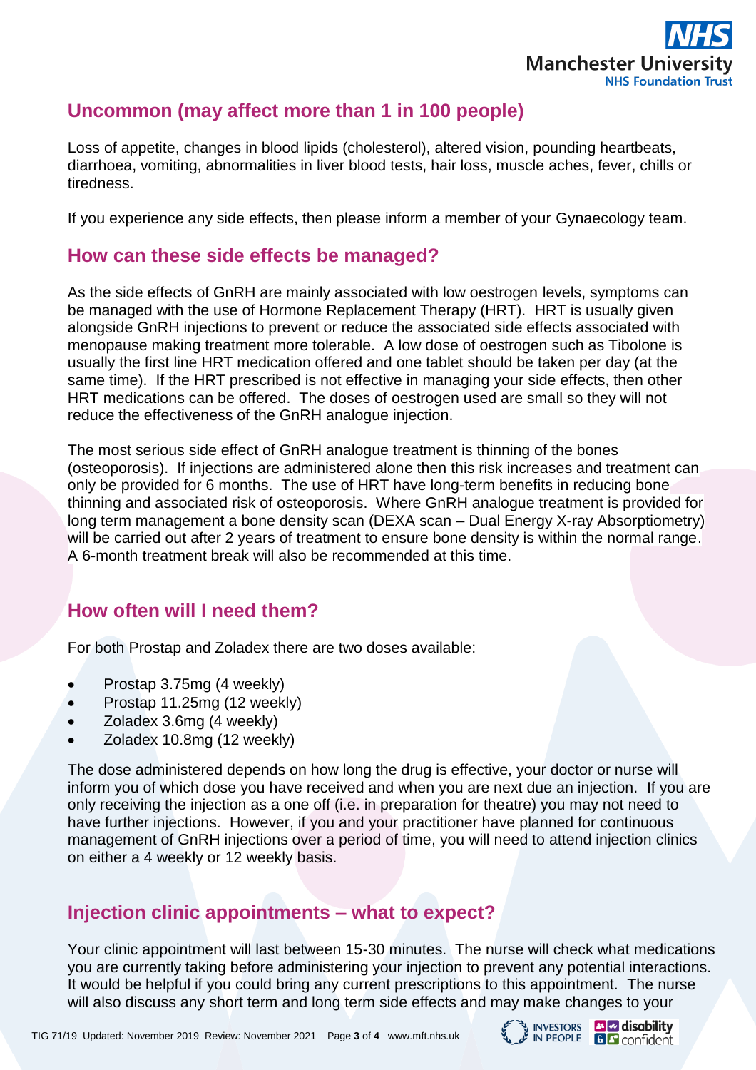## Uncommon (may affect more than 1 in 100 people)

Loss of appetite, changes in blood lipids (cholesterol), altered vision, pounding heartbeats, diarrhoea, vomiting, abnormalities in liver blood tests, hair loss, muscle aches, fever, chills or tiredness.

If you experience any side effects, then please inform a member of your Gynaecology team.

## How can these side effects be managed?

As the side effects of GnRH are mainly associated with low oestrogen levels, symptoms can be managed with the use of Hormone Replacement Therapy (HRT). HRT is usually given alongside GnRH injections to prevent or reduce the associated side effects associated with menopause making treatment more tolerable. A low dose of oestrogen such as Tibolone is usually the first line HRT medication offered and one tablet should be taken per day (at the same time). If the HRT prescribed is not effective in managing your side effects, then other HRT medications can be offered. The doses of oestrogen used are small so they will not reduce the effectiveness of the GnRH analogue injection.

The most serious side effect of GnRH analogue treatment is thinning of the bones (osteoporosis). If injections are administered alone then this risk increases and treatment can only be provided for 6 months. The use of HRT have long-term benefits in reducing bone thinning and associated risk of osteoporosis. Where GnRH analogue treatment is provided for long term management a bone density scan (DEXA scan – Dual Energy X-ray Absorptiometry) will be carried out after 2 years of treatment to ensure bone density is within the normal range. A 6-month treatment break will also be recommended at this time.

## How often will I need them?

For both Prostap and Zoladex there are two doses available:

- Prostap 3.75mg (4 weekly)
- Prostap 11.25mg (12 weekly)
- Zoladex 3.6mg (4 weekly)
- Zoladex 10.8mg (12 weekly)

The dose administered depends on how long the drug is effective, your doctor or nurse will inform you of which dose you have received and when you are next due an injection. If you are only receiving the injection as a one off (i.e. in preparation for theatre) you may not need to have further injections. However, if you and your practitioner have planned for continuous management of GnRH injections over a period of time, you will need to attend injection clinics on either a 4 weekly or 12 weekly basis.

## Injection clinic appointments – what to expect?

Your clinic appointment will last between 15-30 minutes. The nurse will check what medications you are currently taking before administering your injection to prevent any potential interactions. It would be helpful if you could bring any current prescriptions to this appointment. The nurse will also discuss any short term and long term side effects and may make changes to your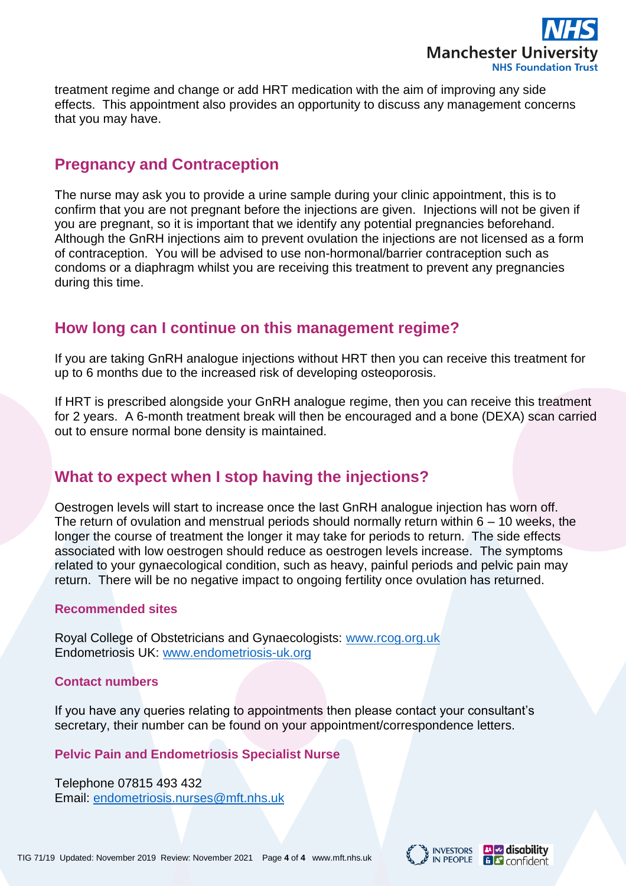treatment regime and change or add HRT medication with the aim of improving any side effects. This appointment also provides an opportunity to discuss any management concerns that you may have.

## Pregnancy and Contraception

The nurse may ask you to provide a urine sample during your clinic appointment, this is to confirm that you are not pregnant before the injections are given. Injections will not be given if you are pregnant, so it is important that we identify any potential pregnancies beforehand. Although the GnRH injections aim to prevent ovulation the injections are not licensed as a form of contraception. You will be advised to use non-hormonal/barrier contraception such as condoms or a diaphragm whilst you are receiving this treatment to prevent any pregnancies during this time.

## How long can I continue on this management regime?

If you are taking GnRH analogue injections without HRT then you can receive this treatment for up to 6 months due to the increased risk of developing osteoporosis.

If HRT is prescribed alongside your GnRH analogue regime, then you can receive this treatment for 2 years. A 6-month treatment break will then be encouraged and a bone (DEXA) scan carried out to ensure normal bone density is maintained.

## What to expect when I stop having the injections?

Oestrogen levels will start to increase once the last GnRH analogue injection has worn off. The return of ovulation and menstrual periods should normally return within 6 – 10 weeks, the longer the course of treatment the longer it may take for periods to return. The side effects associated with low oestrogen should reduce as oestrogen levels increase. The symptoms related to your gynaecological condition, such as heavy, painful periods and pelvic pain may return. There will be no negative impact to ongoing fertility once ovulation has returned.

### Recommended sites

Royal College of Obstetricians and Gynaecologists: www.rcog.org.uk
Endometriosis UK: www.endometriosis-uk.org

### Contact numbers

If you have any queries relating to appointments then please contact your consultant's secretary, their number can be found on your appointment/correspondence letters.

### Pelvic Pain and Endometriosis Specialist Nurse

Telephone 07815 493 432
Email: endometriosis.nurses@mft.nhs.uk

TIG 71/19 Updated: November 2019 Review: November 2021